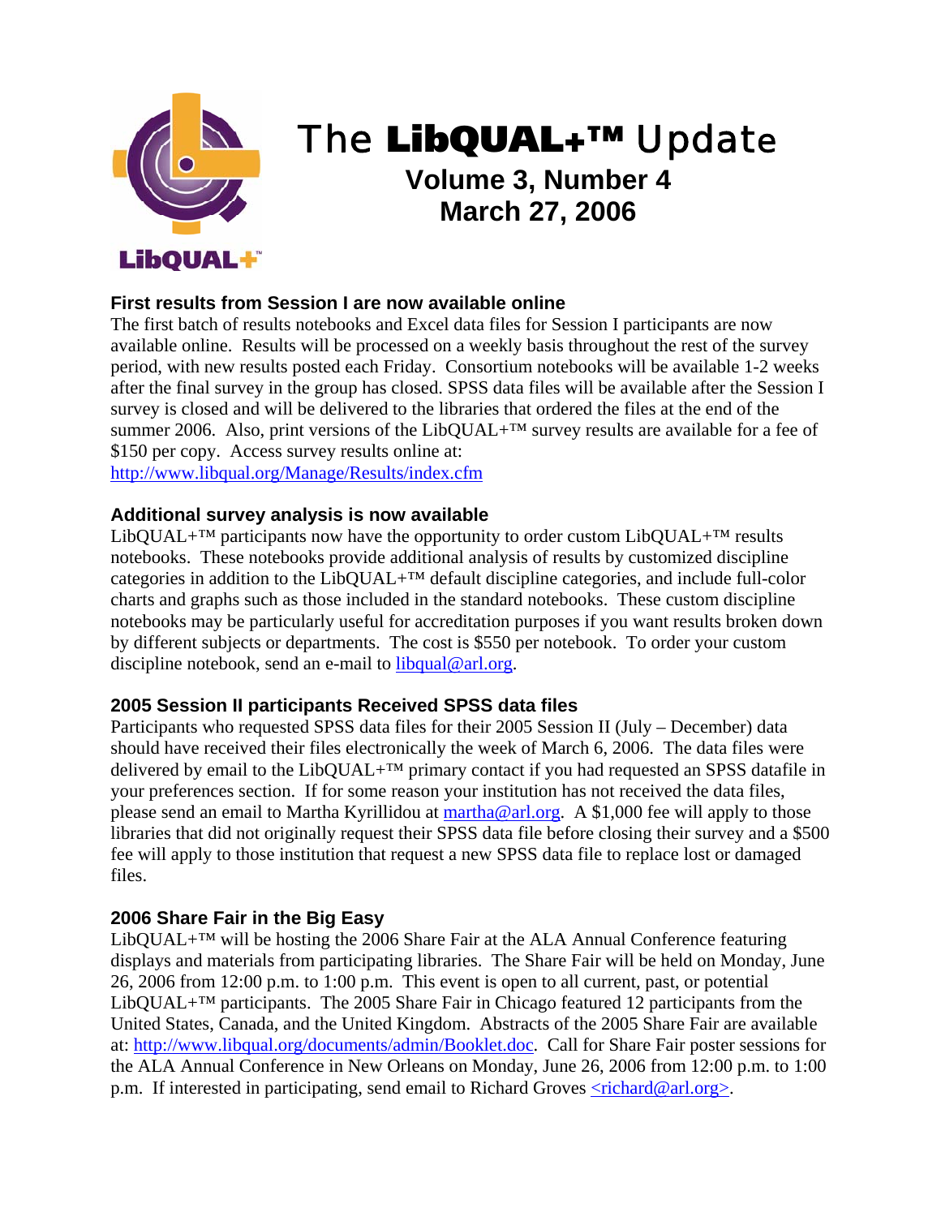# The LibQUAL+™ Update

## Volume 3, Number 4
## March 27, 2006

### First results from Session I are now available online

The first batch of results notebooks and Excel data files for Session I participants are now available online. Results will be processed on a weekly basis throughout the rest of the survey period, with new results posted each Friday. Consortium notebooks will be available 1-2 weeks after the final survey in the group has closed. SPSS data files will be available after the Session I survey is closed and will be delivered to the libraries that ordered the files at the end of the summer 2006. Also, print versions of the LibQUAL+™ survey results are available for a fee of $150 per copy. Access survey results online at:
http://www.libqual.org/Manage/Results/index.cfm

### Additional survey analysis is now available

LibQUAL+™ participants now have the opportunity to order custom LibQUAL+™ results notebooks. These notebooks provide additional analysis of results by customized discipline categories in addition to the LibQUAL+™ default discipline categories, and include full-color charts and graphs such as those included in the standard notebooks. These custom discipline notebooks may be particularly useful for accreditation purposes if you want results broken down by different subjects or departments. The cost is $550 per notebook. To order your custom discipline notebook, send an e-mail to libqual@arl.org.

### 2005 Session II participants Received SPSS data files

Participants who requested SPSS data files for their 2005 Session II (July – December) data should have received their files electronically the week of March 6, 2006. The data files were delivered by email to the LibQUAL+™ primary contact if you had requested an SPSS datafile in your preferences section. If for some reason your institution has not received the data files, please send an email to Martha Kyrillidou at martha@arl.org. A $1,000 fee will apply to those libraries that did not originally request their SPSS data file before closing their survey and a $500 fee will apply to those institution that request a new SPSS data file to replace lost or damaged files.

### 2006 Share Fair in the Big Easy

LibQUAL+™ will be hosting the 2006 Share Fair at the ALA Annual Conference featuring displays and materials from participating libraries. The Share Fair will be held on Monday, June 26, 2006 from 12:00 p.m. to 1:00 p.m. This event is open to all current, past, or potential LibQUAL+™ participants. The 2005 Share Fair in Chicago featured 12 participants from the United States, Canada, and the United Kingdom. Abstracts of the 2005 Share Fair are available at: http://www.libqual.org/documents/admin/Booklet.doc. Call for Share Fair poster sessions for the ALA Annual Conference in New Orleans on Monday, June 26, 2006 from 12:00 p.m. to 1:00 p.m. If interested in participating, send email to Richard Groves <richard@arl.org>.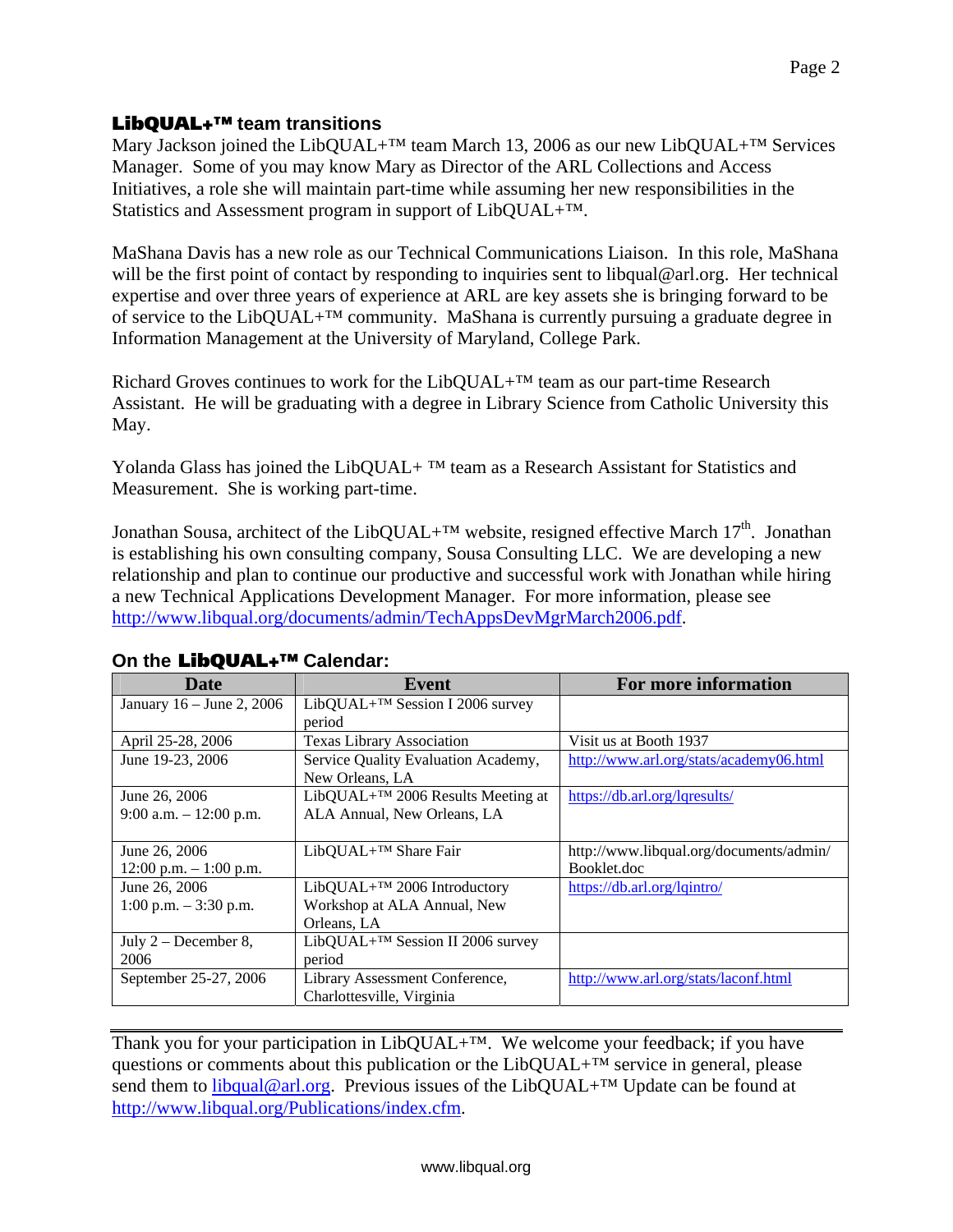## LibQUAL+™ team transitions

Mary Jackson joined the LibQUAL+™ team March 13, 2006 as our new LibQUAL+™ Services Manager. Some of you may know Mary as Director of the ARL Collections and Access Initiatives, a role she will maintain part-time while assuming her new responsibilities in the Statistics and Assessment program in support of LibQUAL+™.

MaShana Davis has a new role as our Technical Communications Liaison. In this role, MaShana will be the first point of contact by responding to inquiries sent to libqual@arl.org. Her technical expertise and over three years of experience at ARL are key assets she is bringing forward to be of service to the LibQUAL+™ community. MaShana is currently pursuing a graduate degree in Information Management at the University of Maryland, College Park.

Richard Groves continues to work for the LibQUAL+™ team as our part-time Research Assistant. He will be graduating with a degree in Library Science from Catholic University this May.

Yolanda Glass has joined the LibQUAL+ ™ team as a Research Assistant for Statistics and Measurement. She is working part-time.

Jonathan Sousa, architect of the LibQUAL+™ website, resigned effective March 17th. Jonathan is establishing his own consulting company, Sousa Consulting LLC. We are developing a new relationship and plan to continue our productive and successful work with Jonathan while hiring a new Technical Applications Development Manager. For more information, please see http://www.libqual.org/documents/admin/TechAppsDevMgrMarch2006.pdf.

## On the LibQUAL+™ Calendar:

| Date | Event | For more information |
|---|---|---|
| January 16 – June 2, 2006 | LibQUAL+™ Session I 2006 survey period | |
| April 25-28, 2006 | Texas Library Association | Visit us at Booth 1937 |
| June 19-23, 2006 | Service Quality Evaluation Academy, New Orleans, LA | http://www.arl.org/stats/academy06.html |
| June 26, 2006<br>9:00 a.m. – 12:00 p.m. | LibQUAL+™ 2006 Results Meeting at ALA Annual, New Orleans, LA | https://db.arl.org/lqresults/ |
| June 26, 2006<br>12:00 p.m. – 1:00 p.m. | LibQUAL+™ Share Fair | http://www.libqual.org/documents/admin/Booklet.doc |
| June 26, 2006<br>1:00 p.m. – 3:30 p.m. | LibQUAL+™ 2006 Introductory Workshop at ALA Annual, New Orleans, LA | https://db.arl.org/lqintro/ |
| July 2 – December 8, 2006 | LibQUAL+™ Session II 2006 survey period | |
| September 25-27, 2006 | Library Assessment Conference, Charlottesville, Virginia | http://www.arl.org/stats/laconf.html |

---

Thank you for your participation in LibQUAL+™. We welcome your feedback; if you have questions or comments about this publication or the LibQUAL+™ service in general, please send them to libqual@arl.org. Previous issues of the LibQUAL+™ Update can be found at http://www.libqual.org/Publications/index.cfm.